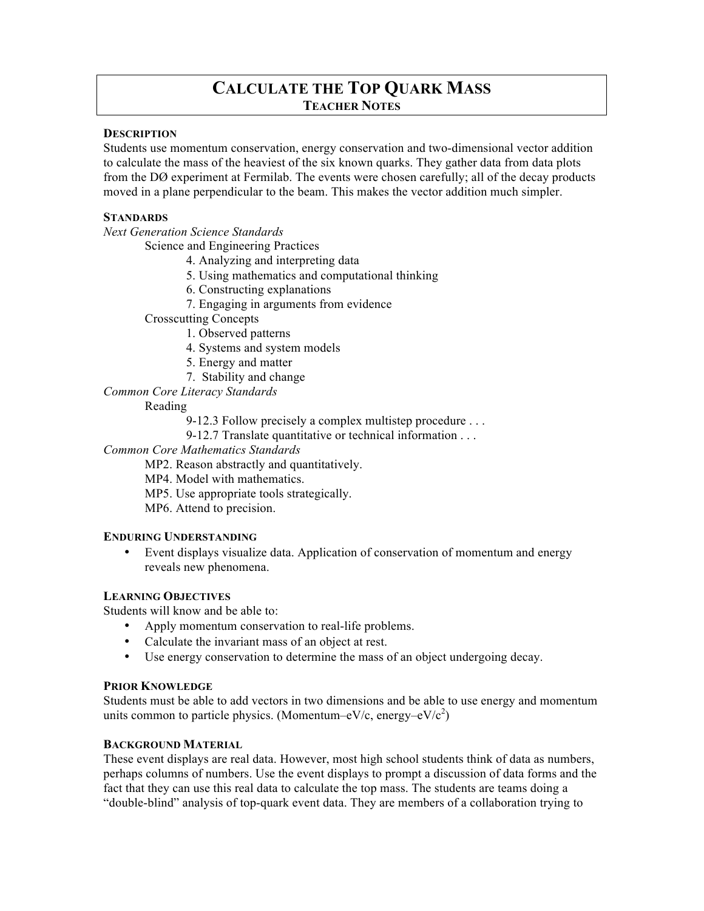# CALCULATE THE TOP QUARK MASS
## TEACHER NOTES

### DESCRIPTION

Students use momentum conservation, energy conservation and two-dimensional vector addition to calculate the mass of the heaviest of the six known quarks. They gather data from data plots from the DØ experiment at Fermilab. The events were chosen carefully; all of the decay products moved in a plane perpendicular to the beam. This makes the vector addition much simpler.

### STANDARDS

*Next Generation Science Standards*

- Science and Engineering Practices
  - 4. Analyzing and interpreting data
  - 5. Using mathematics and computational thinking
  - 6. Constructing explanations
  - 7. Engaging in arguments from evidence
- Crosscutting Concepts
  - 1. Observed patterns
  - 4. Systems and system models
  - 5. Energy and matter
  - 7. Stability and change

*Common Core Literacy Standards*

- Reading
  - 9-12.3 Follow precisely a complex multistep procedure . . .
  - 9-12.7 Translate quantitative or technical information . . .

*Common Core Mathematics Standards*

- MP2. Reason abstractly and quantitatively.
- MP4. Model with mathematics.
- MP5. Use appropriate tools strategically.
- MP6. Attend to precision.

### ENDURING UNDERSTANDING

- Event displays visualize data. Application of conservation of momentum and energy reveals new phenomena.

### LEARNING OBJECTIVES

Students will know and be able to:

- Apply momentum conservation to real-life problems.
- Calculate the invariant mass of an object at rest.
- Use energy conservation to determine the mass of an object undergoing decay.

### PRIOR KNOWLEDGE

Students must be able to add vectors in two dimensions and be able to use energy and momentum units common to particle physics. (Momentum–eV/c, energy–eV/$c^2$)

### BACKGROUND MATERIAL

These event displays are real data. However, most high school students think of data as numbers, perhaps columns of numbers. Use the event displays to prompt a discussion of data forms and the fact that they can use this real data to calculate the top mass. The students are teams doing a "double-blind" analysis of top-quark event data. They are members of a collaboration trying to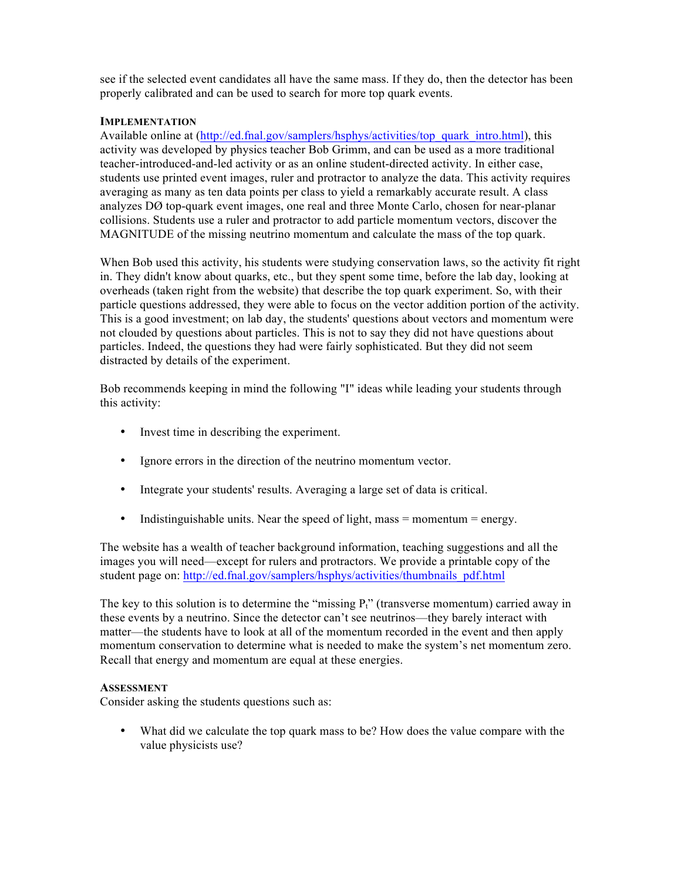see if the selected event candidates all have the same mass. If they do, then the detector has been properly calibrated and can be used to search for more top quark events.

### Implementation

Available online at (http://ed.fnal.gov/samplers/hsphys/activities/top_quark_intro.html), this activity was developed by physics teacher Bob Grimm, and can be used as a more traditional teacher-introduced-and-led activity or as an online student-directed activity. In either case, students use printed event images, ruler and protractor to analyze the data. This activity requires averaging as many as ten data points per class to yield a remarkably accurate result. A class analyzes DØ top-quark event images, one real and three Monte Carlo, chosen for near-planar collisions. Students use a ruler and protractor to add particle momentum vectors, discover the MAGNITUDE of the missing neutrino momentum and calculate the mass of the top quark.

When Bob used this activity, his students were studying conservation laws, so the activity fit right in. They didn't know about quarks, etc., but they spent some time, before the lab day, looking at overheads (taken right from the website) that describe the top quark experiment. So, with their particle questions addressed, they were able to focus on the vector addition portion of the activity. This is a good investment; on lab day, the students' questions about vectors and momentum were not clouded by questions about particles. This is not to say they did not have questions about particles. Indeed, the questions they had were fairly sophisticated. But they did not seem distracted by details of the experiment.

Bob recommends keeping in mind the following "I" ideas while leading your students through this activity:

- Invest time in describing the experiment.
- Ignore errors in the direction of the neutrino momentum vector.
- Integrate your students' results. Averaging a large set of data is critical.
- Indistinguishable units. Near the speed of light, mass = momentum = energy.

The website has a wealth of teacher background information, teaching suggestions and all the images you will need—except for rulers and protractors. We provide a printable copy of the student page on: http://ed.fnal.gov/samplers/hsphys/activities/thumbnails_pdf.html

The key to this solution is to determine the "missing $P_t$" (transverse momentum) carried away in these events by a neutrino. Since the detector can't see neutrinos—they barely interact with matter—the students have to look at all of the momentum recorded in the event and then apply momentum conservation to determine what is needed to make the system's net momentum zero. Recall that energy and momentum are equal at these energies.

### Assessment

Consider asking the students questions such as:

- What did we calculate the top quark mass to be? How does the value compare with the value physicists use?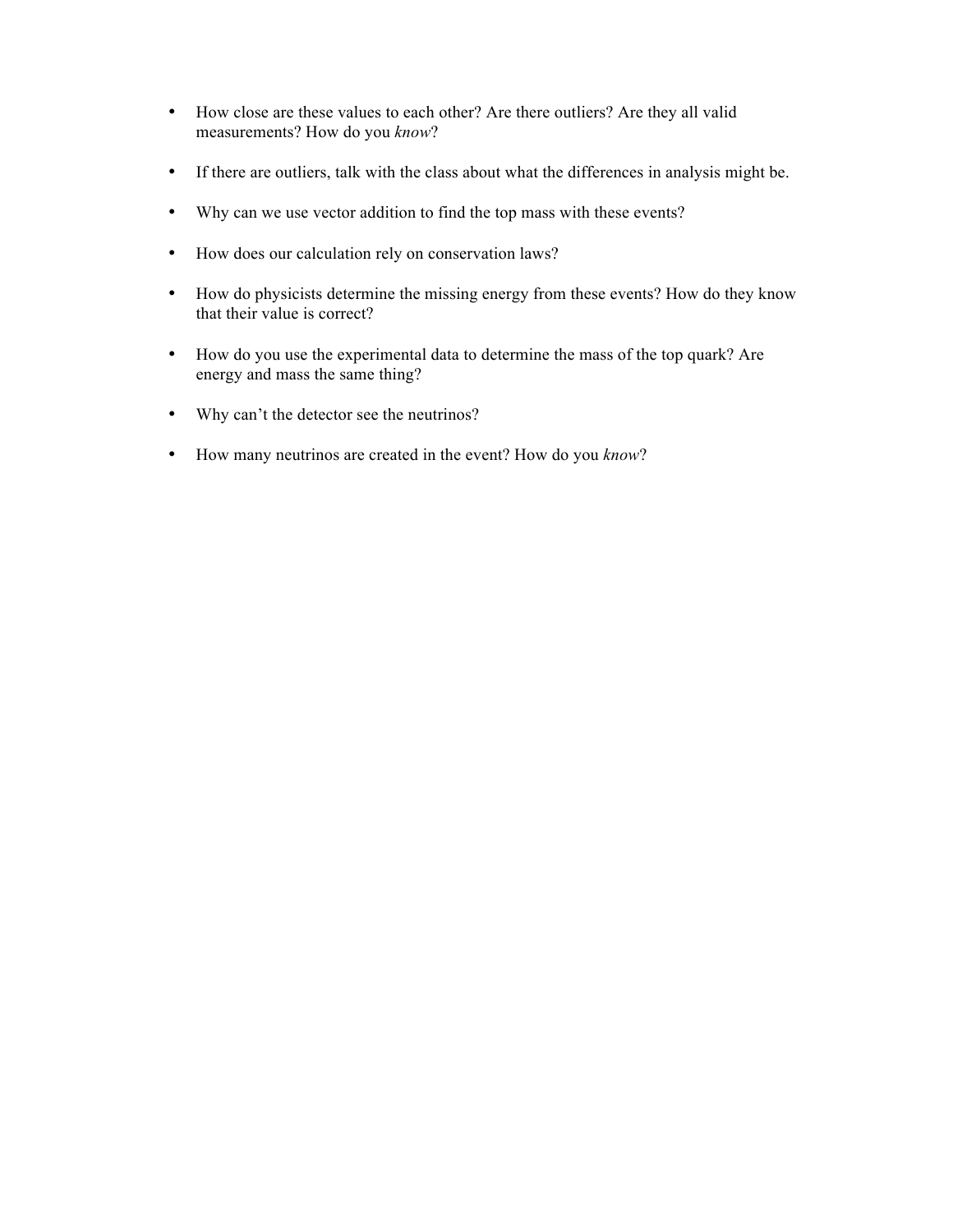- How close are these values to each other? Are there outliers? Are they all valid measurements? How do you *know*?

- If there are outliers, talk with the class about what the differences in analysis might be.

- Why can we use vector addition to find the top mass with these events?

- How does our calculation rely on conservation laws?

- How do physicists determine the missing energy from these events? How do they know that their value is correct?

- How do you use the experimental data to determine the mass of the top quark? Are energy and mass the same thing?

- Why can't the detector see the neutrinos?

- How many neutrinos are created in the event? How do you *know*?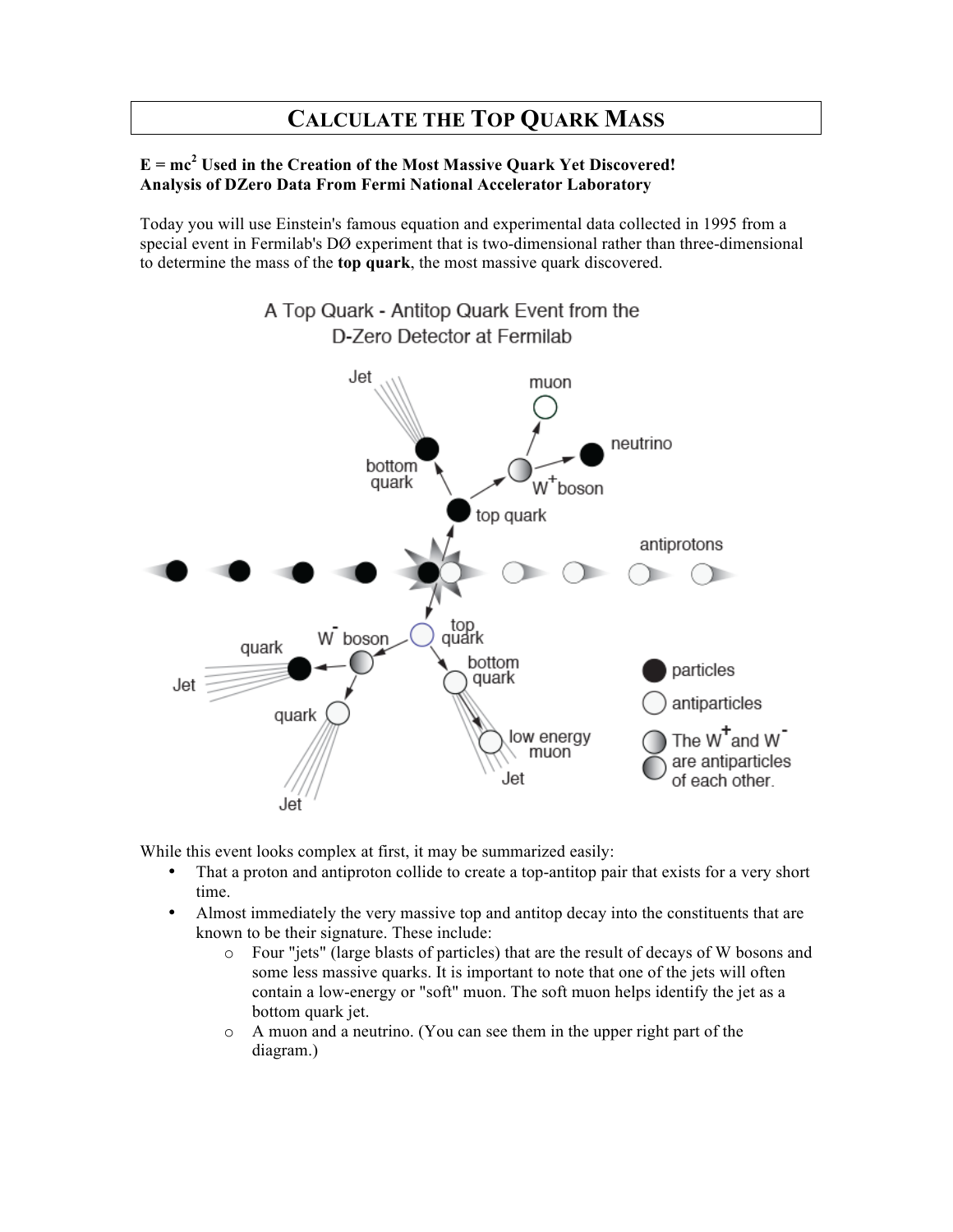# CALCULATE THE TOP QUARK MASS

**$E = mc^2$ Used in the Creation of the Most Massive Quark Yet Discovered!**
**Analysis of DZero Data From Fermi National Accelerator Laboratory**

Today you will use Einstein's famous equation and experimental data collected in 1995 from a special event in Fermilab's DØ experiment that is two-dimensional rather than three-dimensional to determine the mass of the **top quark**, the most massive quark discovered.

While this event looks complex at first, it may be summarized easily:

- That a proton and antiproton collide to create a top-antitop pair that exists for a very short time.
- Almost immediately the very massive top and antitop decay into the constituents that are known to be their signature. These include:
  - Four "jets" (large blasts of particles) that are the result of decays of W bosons and some less massive quarks. It is important to note that one of the jets will often contain a low-energy or "soft" muon. The soft muon helps identify the jet as a bottom quark jet.
  - A muon and a neutrino. (You can see them in the upper right part of the diagram.)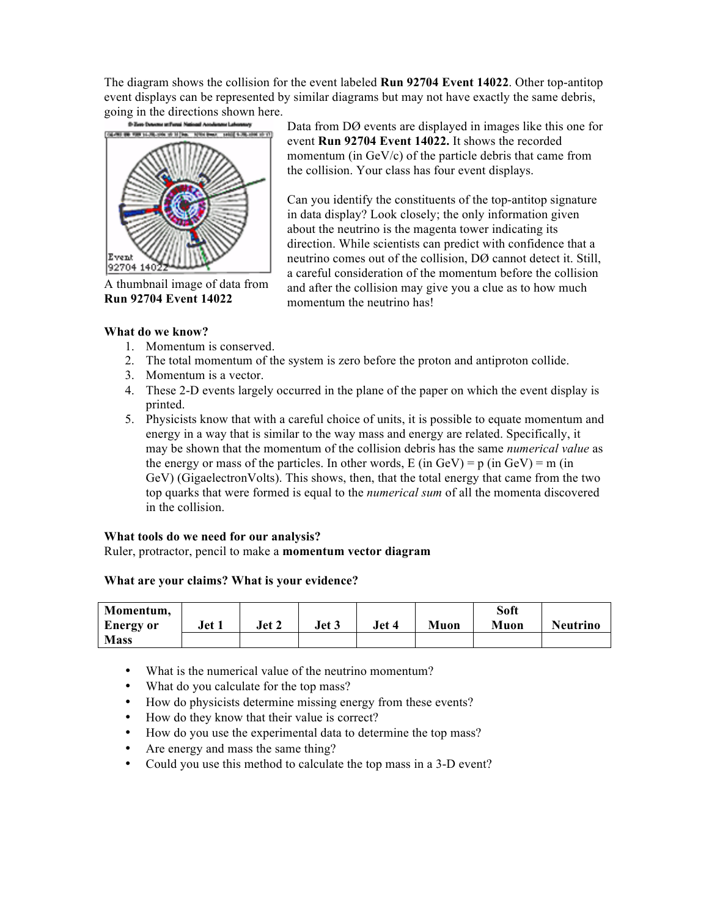The diagram shows the collision for the event labeled **Run 92704 Event 14022**. Other top-antitop event displays can be represented by similar diagrams but may not have exactly the same debris, going in the directions shown here.

A thumbnail image of data from **Run 92704 Event 14022**

Data from DØ events are displayed in images like this one for event **Run 92704 Event 14022.** It shows the recorded momentum (in GeV/c) of the particle debris that came from the collision. Your class has four event displays.

Can you identify the constituents of the top-antitop signature in data display? Look closely; the only information given about the neutrino is the magenta tower indicating its direction. While scientists can predict with confidence that a neutrino comes out of the collision, DØ cannot detect it. Still, a careful consideration of the momentum before the collision and after the collision may give you a clue as to how much momentum the neutrino has!

**What do we know?**

1. Momentum is conserved.
2. The total momentum of the system is zero before the proton and antiproton collide.
3. Momentum is a vector.
4. These 2-D events largely occurred in the plane of the paper on which the event display is printed.
5. Physicists know that with a careful choice of units, it is possible to equate momentum and energy in a way that is similar to the way mass and energy are related. Specifically, it may be shown that the momentum of the collision debris has the same *numerical value* as the energy or mass of the particles. In other words, E (in GeV) = p (in GeV) = m (in GeV) (GigaelectronVolts). This shows, then, that the total energy that came from the two top quarks that were formed is equal to the *numerical sum* of all the momenta discovered in the collision.

**What tools do we need for our analysis?**
Ruler, protractor, pencil to make a **momentum vector diagram**

**What are your claims? What is your evidence?**

| Momentum, Energy or Mass | Jet 1 | Jet 2 | Jet 3 | Jet 4 | Muon | Soft Muon | Neutrino |
|---|---|---|---|---|---|---|---|
| | | | | | | | |

- What is the numerical value of the neutrino momentum?
- What do you calculate for the top mass?
- How do physicists determine missing energy from these events?
- How do they know that their value is correct?
- How do you use the experimental data to determine the top mass?
- Are energy and mass the same thing?
- Could you use this method to calculate the top mass in a 3-D event?